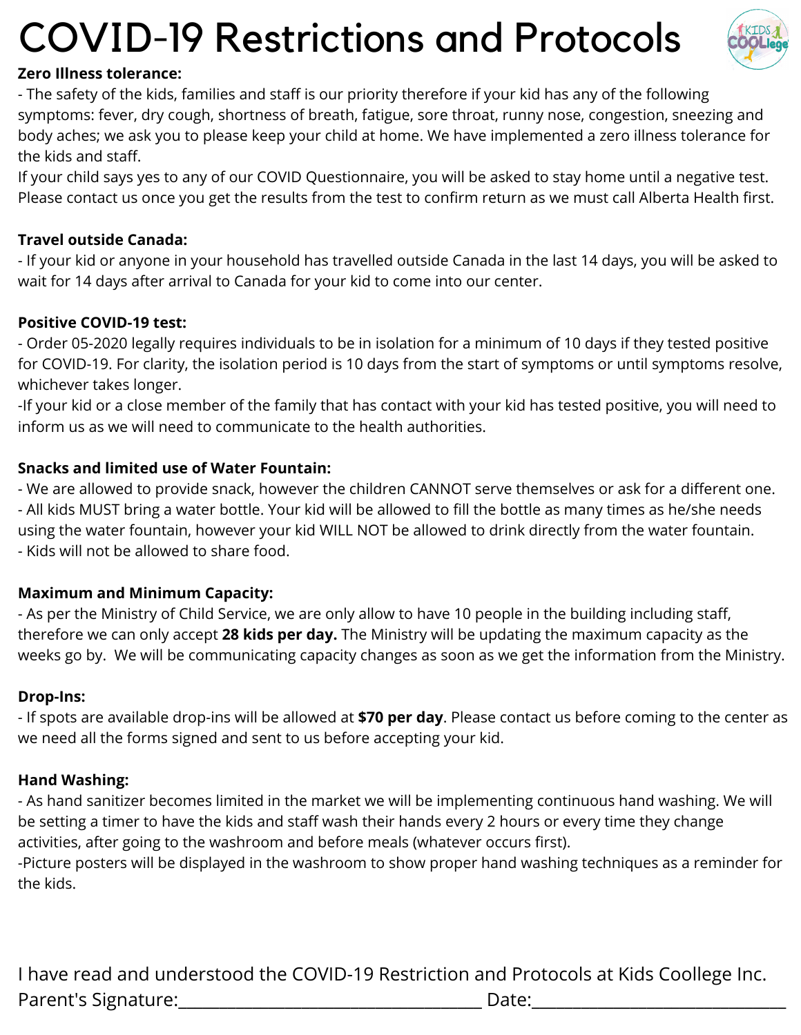# COVID-19 Restrictions and Protocols

**Zero Illness tolerance:**

- The safety of the kids, families and staff is our priority therefore if your kid has any of the following symptoms: fever, dry cough, shortness of breath, fatigue, sore throat, runny nose, congestion, sneezing and body aches; we ask you to please keep your child at home. We have implemented a zero illness tolerance for the kids and staff.

If your child says yes to any of our COVID Questionnaire, you will be asked to stay home until a negative test. Please contact us once you get the results from the test to confirm return as we must call Alberta Health first.

**Travel outside Canada:**

- If your kid or anyone in your household has travelled outside Canada in the last 14 days, you will be asked to wait for 14 days after arrival to Canada for your kid to come into our center.

**Positive COVID-19 test:**

- Order 05-2020 legally requires individuals to be in isolation for a minimum of 10 days if they tested positive for COVID-19. For clarity, the isolation period is 10 days from the start of symptoms or until symptoms resolve, whichever takes longer.

-If your kid or a close member of the family that has contact with your kid has tested positive, you will need to inform us as we will need to communicate to the health authorities.

**Snacks and limited use of Water Fountain:**

- We are allowed to provide snack, however the children CANNOT serve themselves or ask for a different one.
- All kids MUST bring a water bottle. Your kid will be allowed to fill the bottle as many times as he/she needs using the water fountain, however your kid WILL NOT be allowed to drink directly from the water fountain.
- Kids will not be allowed to share food.

**Maximum and Minimum Capacity:**

- As per the Ministry of Child Service, we are only allow to have 10 people in the building including staff, therefore we can only accept **28 kids per day.** The Ministry will be updating the maximum capacity as the weeks go by. We will be communicating capacity changes as soon as we get the information from the Ministry.

**Drop-Ins:**

- If spots are available drop-ins will be allowed at **$70 per day**. Please contact us before coming to the center as we need all the forms signed and sent to us before accepting your kid.

**Hand Washing:**

- As hand sanitizer becomes limited in the market we will be implementing continuous hand washing. We will be setting a timer to have the kids and staff wash their hands every 2 hours or every time they change activities, after going to the washroom and before meals (whatever occurs first).

-Picture posters will be displayed in the washroom to show proper hand washing techniques as a reminder for the kids.

I have read and understood the COVID-19 Restriction and Protocols at Kids Coollege Inc.

Parent's Signature:_________________________________ Date:__________________________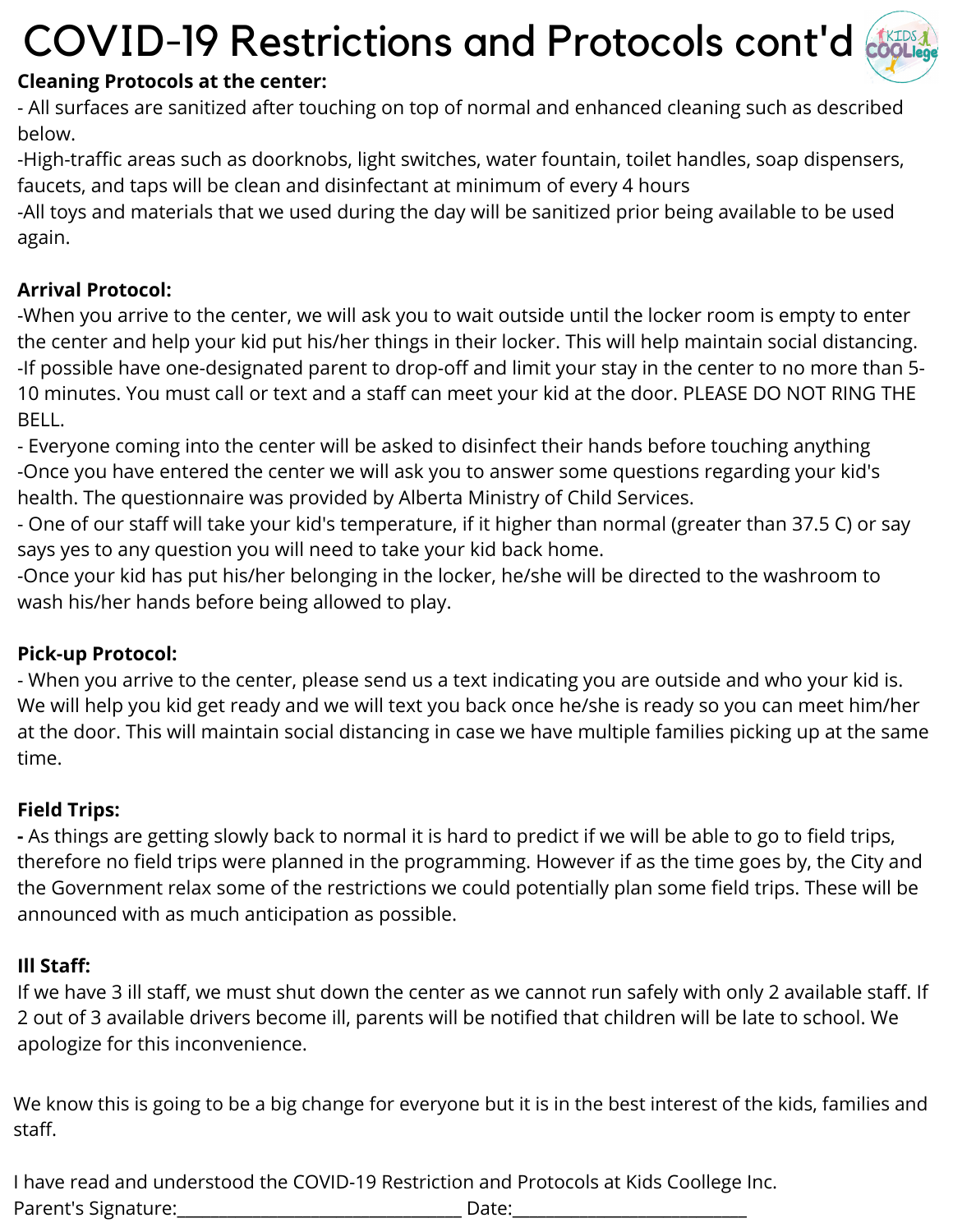# COVID-19 Restrictions and Protocols cont'd

**Cleaning Protocols at the center:**

- All surfaces are sanitized after touching on top of normal and enhanced cleaning such as described below.

-High-traffic areas such as doorknobs, light switches, water fountain, toilet handles, soap dispensers, faucets, and taps will be clean and disinfectant at minimum of every 4 hours

-All toys and materials that we used during the day will be sanitized prior being available to be used again.

**Arrival Protocol:**

-When you arrive to the center, we will ask you to wait outside until the locker room is empty to enter the center and help your kid put his/her things in their locker. This will help maintain social distancing.

-If possible have one-designated parent to drop-off and limit your stay in the center to no more than 5-10 minutes. You must call or text and a staff can meet your kid at the door. PLEASE DO NOT RING THE BELL.

- Everyone coming into the center will be asked to disinfect their hands before touching anything

-Once you have entered the center we will ask you to answer some questions regarding your kid's health. The questionnaire was provided by Alberta Ministry of Child Services.

- One of our staff will take your kid's temperature, if it higher than normal (greater than 37.5 C) or say says yes to any question you will need to take your kid back home.

-Once your kid has put his/her belonging in the locker, he/she will be directed to the washroom to wash his/her hands before being allowed to play.

**Pick-up Protocol:**

- When you arrive to the center, please send us a text indicating you are outside and who your kid is. We will help you kid get ready and we will text you back once he/she is ready so you can meet him/her at the door. This will maintain social distancing in case we have multiple families picking up at the same time.

**Field Trips:**

**-** As things are getting slowly back to normal it is hard to predict if we will be able to go to field trips, therefore no field trips were planned in the programming. However if as the time goes by, the City and the Government relax some of the restrictions we could potentially plan some field trips. These will be announced with as much anticipation as possible.

**Ill Staff:**

If we have 3 ill staff, we must shut down the center as we cannot run safely with only 2 available staff. If 2 out of 3 available drivers become ill, parents will be notified that children will be late to school. We apologize for this inconvenience.

We know this is going to be a big change for everyone but it is in the best interest of the kids, families and staff.

I have read and understood the COVID-19 Restriction and Protocols at Kids Coollege Inc.

Parent's Signature:_______________________________ Date:_________________________